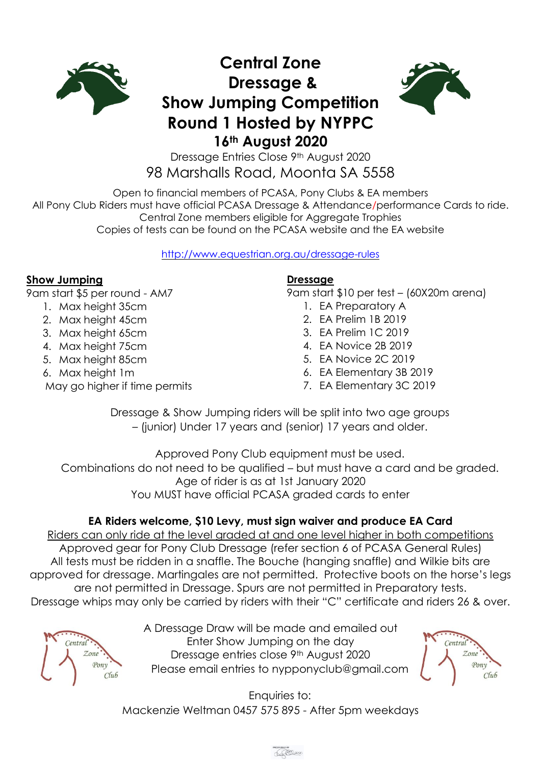# Central Zone Dressage & Show Jumping Competition Round 1 Hosted by NYPPC

## 16th August 2020

Dressage Entries Close 9th August 2020

98 Marshalls Road, Moonta SA 5558

Open to financial members of PCASA, Pony Clubs & EA members
All Pony Club Riders must have official PCASA Dressage & Attendance/performance Cards to ride.
Central Zone members eligible for Aggregate Trophies
Copies of tests can be found on the PCASA website and the EA website

http://www.equestrian.org.au/dressage-rules

**Show Jumping**

9am start $5 per round - AM7

1. Max height 35cm
2. Max height 45cm
3. Max height 65cm
4. Max height 75cm
5. Max height 85cm
6. Max height 1m

May go higher if time permits

**Dressage**

9am start $10 per test – (60X20m arena)

1. EA Preparatory A
2. EA Prelim 1B 2019
3. EA Prelim 1C 2019
4. EA Novice 2B 2019
5. EA Novice 2C 2019
6. EA Elementary 3B 2019
7. EA Elementary 3C 2019

Dressage & Show Jumping riders will be split into two age groups – (junior) Under 17 years and (senior) 17 years and older.

Approved Pony Club equipment must be used.
Combinations do not need to be qualified – but must have a card and be graded.
Age of rider is as at 1st January 2020
You MUST have official PCASA graded cards to enter

**EA Riders welcome, $10 Levy, must sign waiver and produce EA Card**

Riders can only ride at the level graded at and one level higher in both competitions
Approved gear for Pony Club Dressage (refer section 6 of PCASA General Rules)
All tests must be ridden in a snaffle. The Bouche (hanging snaffle) and Wilkie bits are approved for dressage. Martingales are not permitted. Protective boots on the horse's legs are not permitted in Dressage. Spurs are not permitted in Preparatory tests.
Dressage whips may only be carried by riders with their "C" certificate and riders 26 & over.

A Dressage Draw will be made and emailed out
Enter Show Jumping on the day
Dressage entries close 9th August 2020
Please email entries to nypponyclub@gmail.com

Enquiries to:
Mackenzie Weltman 0457 575 895 - After 5pm weekdays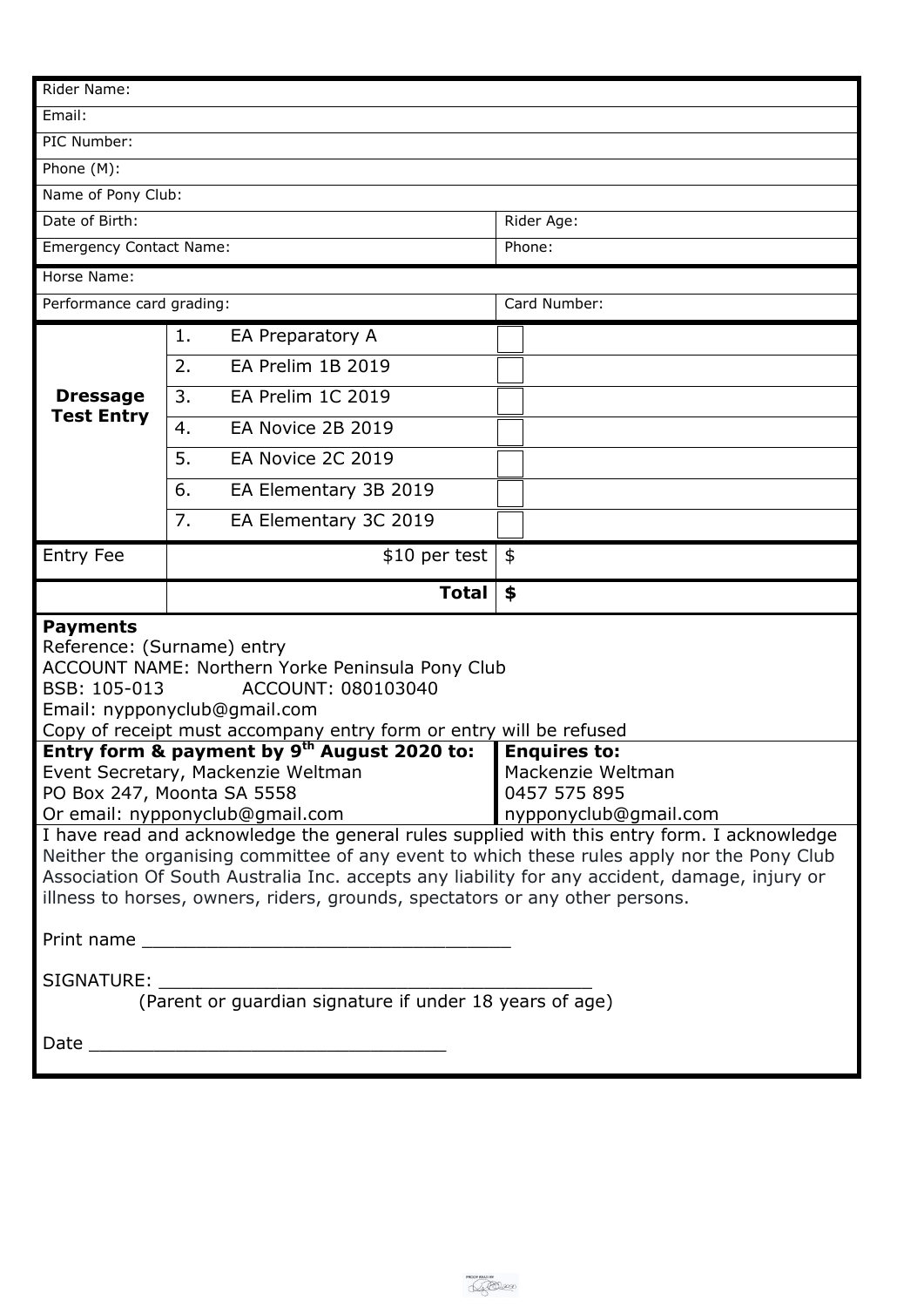| | | |
|---|---|---|
| Rider Name: | | |
| Email: | | |
| PIC Number: | | |
| Phone (M): | | |
| Name of Pony Club: | | |
| Date of Birth: | | Rider Age: |
| Emergency Contact Name: | | Phone: |
| Horse Name: | | |
| Performance card grading: | | Card Number: |

| | | |
|---|---|---|
| **Dressage Test Entry** | 1. EA Preparatory A | ☐ |
| | 2. EA Prelim 1B 2019 | ☐ |
| | 3. EA Prelim 1C 2019 | ☐ |
| | 4. EA Novice 2B 2019 | ☐ |
| | 5. EA Novice 2C 2019 | ☐ |
| | 6. EA Elementary 3B 2019 | ☐ |
| | 7. EA Elementary 3C 2019 | ☐ |
| Entry Fee | $10 per test | $ |
| | **Total** | **$** |

**Payments**

Reference: (Surname) entry
ACCOUNT NAME: Northern Yorke Peninsula Pony Club
BSB: 105-013 ACCOUNT: 080103040
Email: nypponyclub@gmail.com
Copy of receipt must accompany entry form or entry will be refused

**Entry form & payment by 9th August 2020 to:**
Event Secretary, Mackenzie Weltman
PO Box 247, Moonta SA 5558
Or email: nypponyclub@gmail.com

**Enquires to:**
Mackenzie Weltman
0457 575 895
nypponyclub@gmail.com

I have read and acknowledge the general rules supplied with this entry form. I acknowledge Neither the organising committee of any event to which these rules apply nor the Pony Club Association Of South Australia Inc. accepts any liability for any accident, damage, injury or illness to horses, owners, riders, grounds, spectators or any other persons.

Print name ___________________________________

SIGNATURE: ________________________________________
(Parent or guardian signature if under 18 years of age)

Date __________________________________